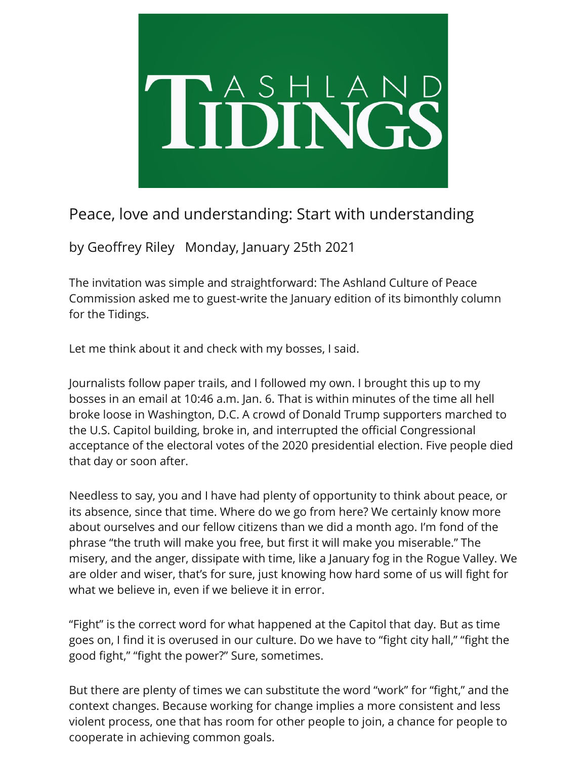# Ashland Tidings

## Peace, love and understanding: Start with understanding

by Geoffrey Riley Monday, January 25th 2021

The invitation was simple and straightforward: The Ashland Culture of Peace Commission asked me to guest-write the January edition of its bimonthly column for the Tidings.

Let me think about it and check with my bosses, I said.

Journalists follow paper trails, and I followed my own. I brought this up to my bosses in an email at 10:46 a.m. Jan. 6. That is within minutes of the time all hell broke loose in Washington, D.C. A crowd of Donald Trump supporters marched to the U.S. Capitol building, broke in, and interrupted the official Congressional acceptance of the electoral votes of the 2020 presidential election. Five people died that day or soon after.

Needless to say, you and I have had plenty of opportunity to think about peace, or its absence, since that time. Where do we go from here? We certainly know more about ourselves and our fellow citizens than we did a month ago. I'm fond of the phrase "the truth will make you free, but first it will make you miserable." The misery, and the anger, dissipate with time, like a January fog in the Rogue Valley. We are older and wiser, that's for sure, just knowing how hard some of us will fight for what we believe in, even if we believe it in error.

"Fight" is the correct word for what happened at the Capitol that day. But as time goes on, I find it is overused in our culture. Do we have to "fight city hall," "fight the good fight," "fight the power?" Sure, sometimes.

But there are plenty of times we can substitute the word "work" for "fight," and the context changes. Because working for change implies a more consistent and less violent process, one that has room for other people to join, a chance for people to cooperate in achieving common goals.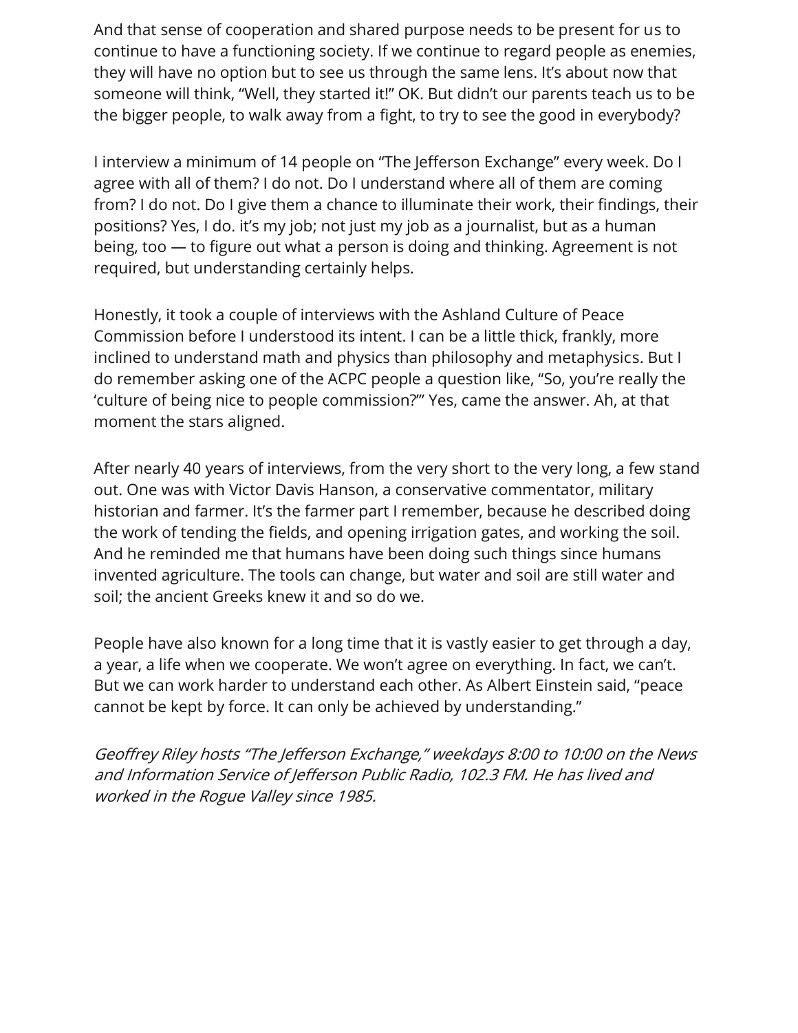And that sense of cooperation and shared purpose needs to be present for us to continue to have a functioning society. If we continue to regard people as enemies, they will have no option but to see us through the same lens. It's about now that someone will think, "Well, they started it!" OK. But didn't our parents teach us to be the bigger people, to walk away from a fight, to try to see the good in everybody?

I interview a minimum of 14 people on "The Jefferson Exchange" every week. Do I agree with all of them? I do not. Do I understand where all of them are coming from? I do not. Do I give them a chance to illuminate their work, their findings, their positions? Yes, I do. it's my job; not just my job as a journalist, but as a human being, too — to figure out what a person is doing and thinking. Agreement is not required, but understanding certainly helps.

Honestly, it took a couple of interviews with the Ashland Culture of Peace Commission before I understood its intent. I can be a little thick, frankly, more inclined to understand math and physics than philosophy and metaphysics. But I do remember asking one of the ACPC people a question like, "So, you're really the 'culture of being nice to people commission?'" Yes, came the answer. Ah, at that moment the stars aligned.

After nearly 40 years of interviews, from the very short to the very long, a few stand out. One was with Victor Davis Hanson, a conservative commentator, military historian and farmer. It's the farmer part I remember, because he described doing the work of tending the fields, and opening irrigation gates, and working the soil. And he reminded me that humans have been doing such things since humans invented agriculture. The tools can change, but water and soil are still water and soil; the ancient Greeks knew it and so do we.

People have also known for a long time that it is vastly easier to get through a day, a year, a life when we cooperate. We won't agree on everything. In fact, we can't. But we can work harder to understand each other. As Albert Einstein said, "peace cannot be kept by force. It can only be achieved by understanding."

*Geoffrey Riley hosts "The Jefferson Exchange," weekdays 8:00 to 10:00 on the News and Information Service of Jefferson Public Radio, 102.3 FM. He has lived and worked in the Rogue Valley since 1985.*